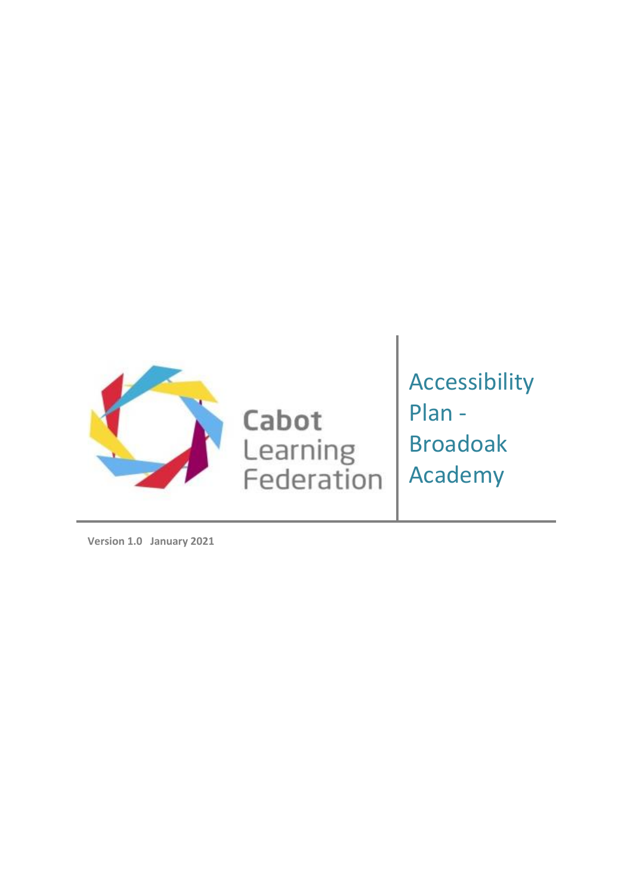Cabot Learning Federation

# Accessibility Plan - Broadoak Academy

**Version 1.0 January 2021**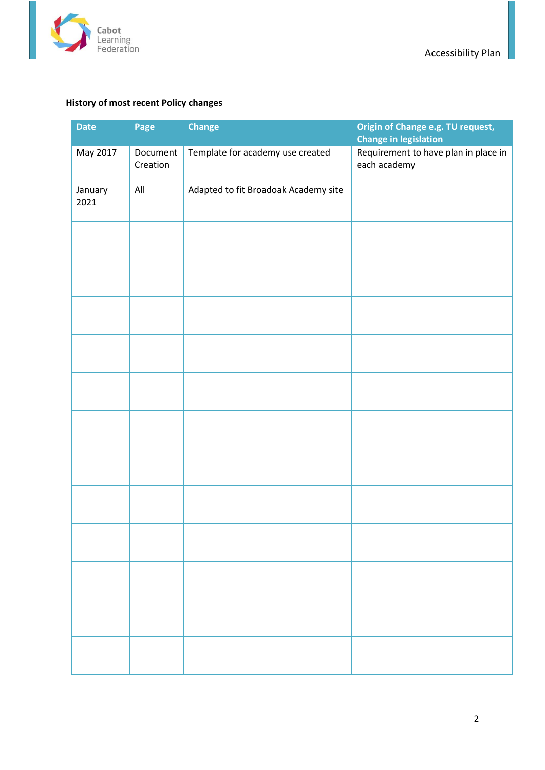**History of most recent Policy changes**

| Date | Page | Change | Origin of Change e.g. TU request, Change in legislation |
|---|---|---|---|
| May 2017 | Document Creation | Template for academy use created | Requirement to have plan in place in each academy |
| January 2021 | All | Adapted to fit Broadoak Academy site | |
| | | | |
| | | | |
| | | | |
| | | | |
| | | | |
| | | | |
| | | | |
| | | | |
| | | | |
| | | | |
| | | | |
| | | | |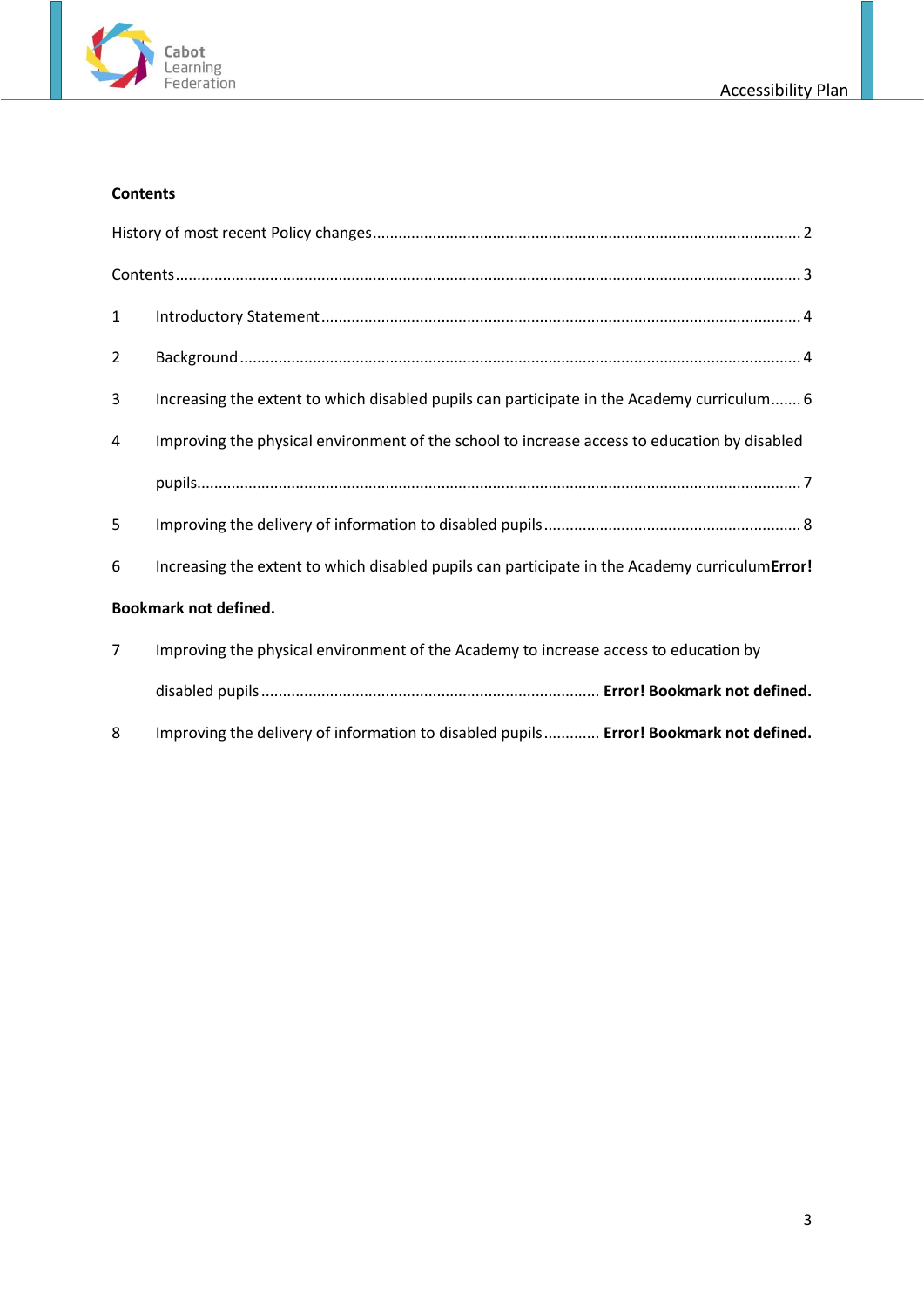**Contents**

History of most recent Policy changes ........................................................................................ 2

Contents ........................................................................................................................................ 3

1 Introductory Statement ........................................................................................................ 4

2 Background ........................................................................................................................... 4

3 Increasing the extent to which disabled pupils can participate in the Academy curriculum ....... 6

4 Improving the physical environment of the school to increase access to education by disabled pupils ........................................................................................................................... 7

5 Improving the delivery of information to disabled pupils .......................................................... 8

6 Increasing the extent to which disabled pupils can participate in the Academy curriculum**Error! Bookmark not defined.**

7 Improving the physical environment of the Academy to increase access to education by disabled pupils ............................................................................ **Error! Bookmark not defined.**

8 Improving the delivery of information to disabled pupils ............ **Error! Bookmark not defined.**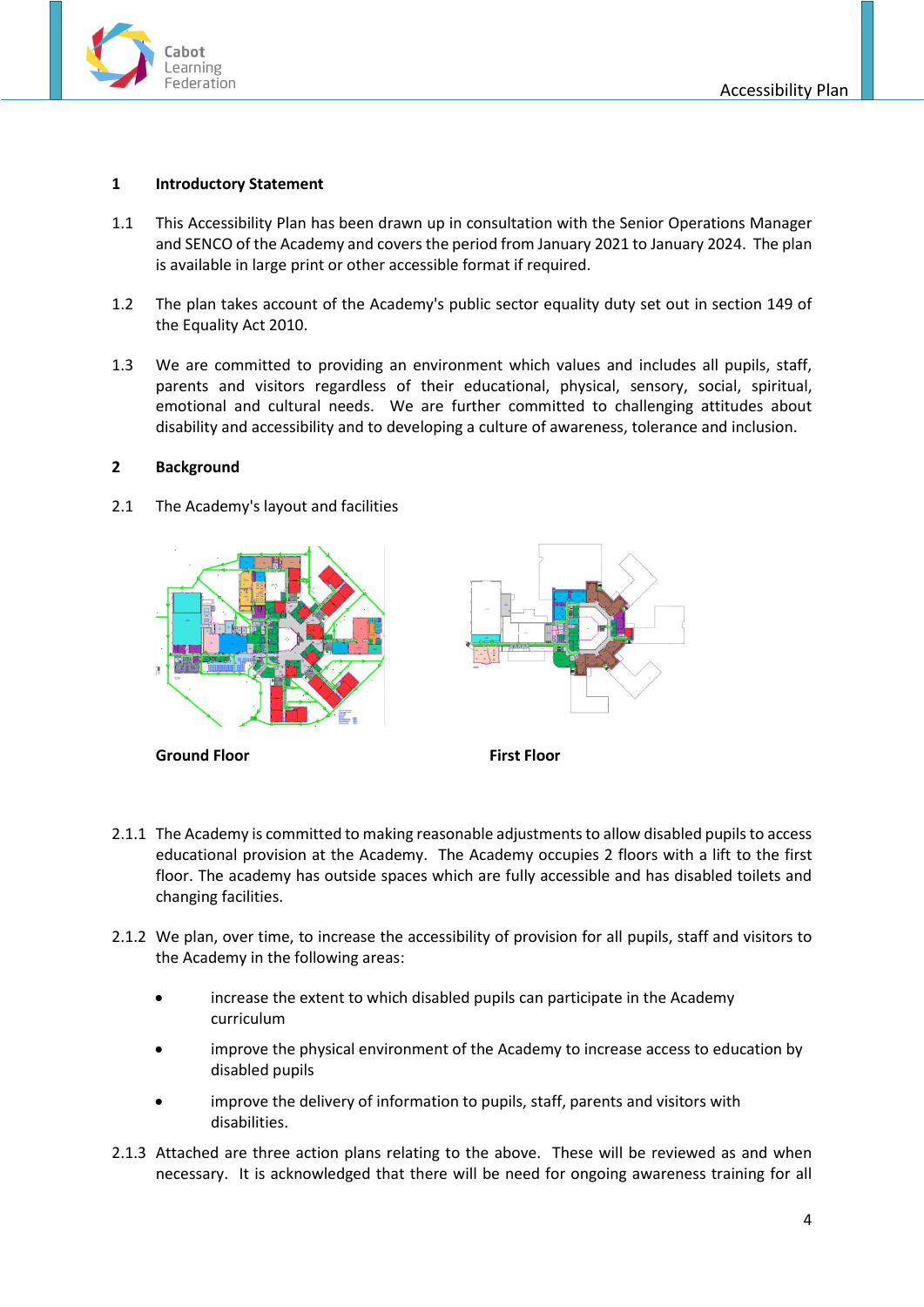## 1 Introductory Statement

1.1 This Accessibility Plan has been drawn up in consultation with the Senior Operations Manager and SENCO of the Academy and covers the period from January 2021 to January 2024. The plan is available in large print or other accessible format if required.

1.2 The plan takes account of the Academy's public sector equality duty set out in section 149 of the Equality Act 2010.

1.3 We are committed to providing an environment which values and includes all pupils, staff, parents and visitors regardless of their educational, physical, sensory, social, spiritual, emotional and cultural needs. We are further committed to challenging attitudes about disability and accessibility and to developing a culture of awareness, tolerance and inclusion.

## 2 Background

2.1 The Academy's layout and facilities

**Ground Floor**

**First Floor**

2.1.1 The Academy is committed to making reasonable adjustments to allow disabled pupils to access educational provision at the Academy. The Academy occupies 2 floors with a lift to the first floor. The academy has outside spaces which are fully accessible and has disabled toilets and changing facilities.

2.1.2 We plan, over time, to increase the accessibility of provision for all pupils, staff and visitors to the Academy in the following areas:

- increase the extent to which disabled pupils can participate in the Academy curriculum
- improve the physical environment of the Academy to increase access to education by disabled pupils
- improve the delivery of information to pupils, staff, parents and visitors with disabilities.

2.1.3 Attached are three action plans relating to the above. These will be reviewed as and when necessary. It is acknowledged that there will be need for ongoing awareness training for all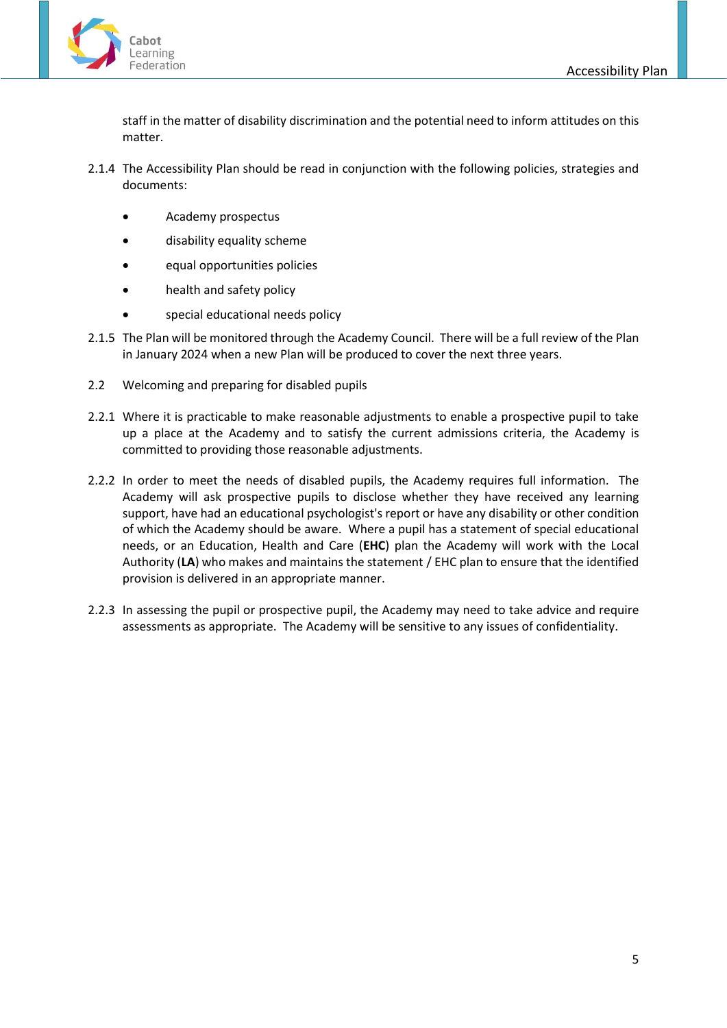staff in the matter of disability discrimination and the potential need to inform attitudes on this matter.

2.1.4 The Accessibility Plan should be read in conjunction with the following policies, strategies and documents:

- Academy prospectus
- disability equality scheme
- equal opportunities policies
- health and safety policy
- special educational needs policy

2.1.5 The Plan will be monitored through the Academy Council. There will be a full review of the Plan in January 2024 when a new Plan will be produced to cover the next three years.

2.2 Welcoming and preparing for disabled pupils

2.2.1 Where it is practicable to make reasonable adjustments to enable a prospective pupil to take up a place at the Academy and to satisfy the current admissions criteria, the Academy is committed to providing those reasonable adjustments.

2.2.2 In order to meet the needs of disabled pupils, the Academy requires full information. The Academy will ask prospective pupils to disclose whether they have received any learning support, have had an educational psychologist's report or have any disability or other condition of which the Academy should be aware. Where a pupil has a statement of special educational needs, or an Education, Health and Care (**EHC**) plan the Academy will work with the Local Authority (**LA**) who makes and maintains the statement / EHC plan to ensure that the identified provision is delivered in an appropriate manner.

2.2.3 In assessing the pupil or prospective pupil, the Academy may need to take advice and require assessments as appropriate. The Academy will be sensitive to any issues of confidentiality.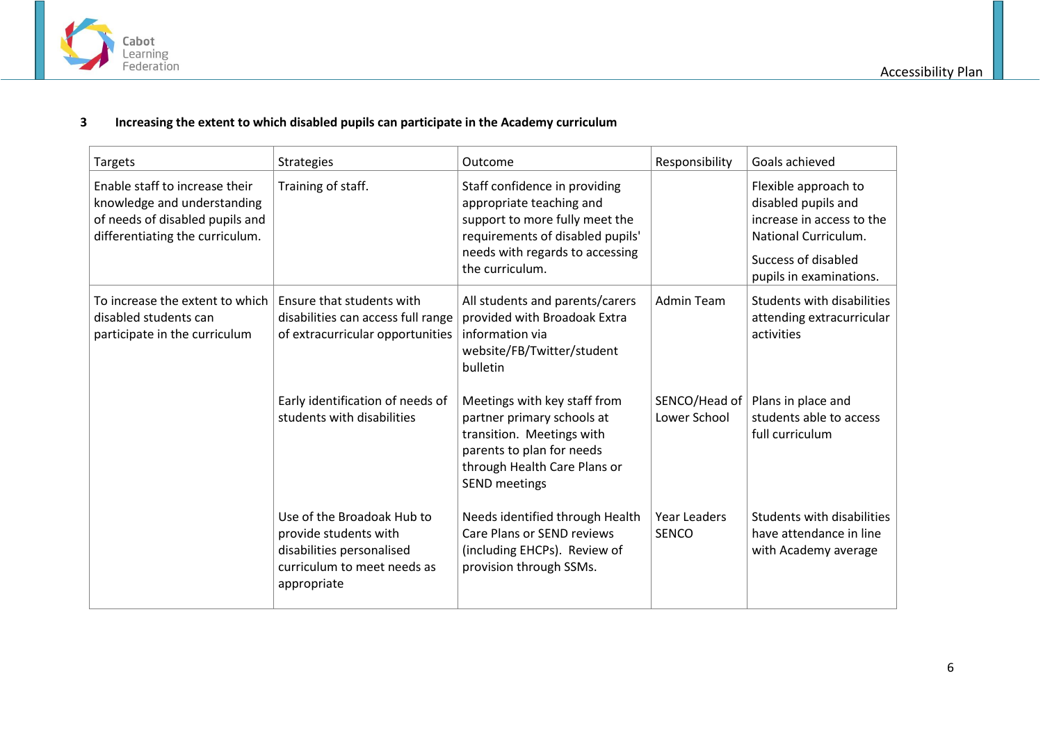## 3 Increasing the extent to which disabled pupils can participate in the Academy curriculum

| Targets | Strategies | Outcome | Responsibility | Goals achieved |
| --- | --- | --- | --- | --- |
| Enable staff to increase their knowledge and understanding of needs of disabled pupils and differentiating the curriculum. | Training of staff. | Staff confidence in providing appropriate teaching and support to more fully meet the requirements of disabled pupils' needs with regards to accessing the curriculum. | | Flexible approach to disabled pupils and increase in access to the National Curriculum.<br><br>Success of disabled pupils in examinations. |
| To increase the extent to which disabled students can participate in the curriculum | Ensure that students with disabilities can access full range of extracurricular opportunities | All students and parents/carers provided with Broadoak Extra information via website/FB/Twitter/student bulletin | Admin Team | Students with disabilities attending extracurricular activities |
| | Early identification of needs of students with disabilities | Meetings with key staff from partner primary schools at transition. Meetings with parents to plan for needs through Health Care Plans or SEND meetings | SENCO/Head of Lower School | Plans in place and students able to access full curriculum |
| | Use of the Broadoak Hub to provide students with disabilities personalised curriculum to meet needs as appropriate | Needs identified through Health Care Plans or SEND reviews (including EHCPs). Review of provision through SSMs. | Year Leaders SENCO | Students with disabilities have attendance in line with Academy average |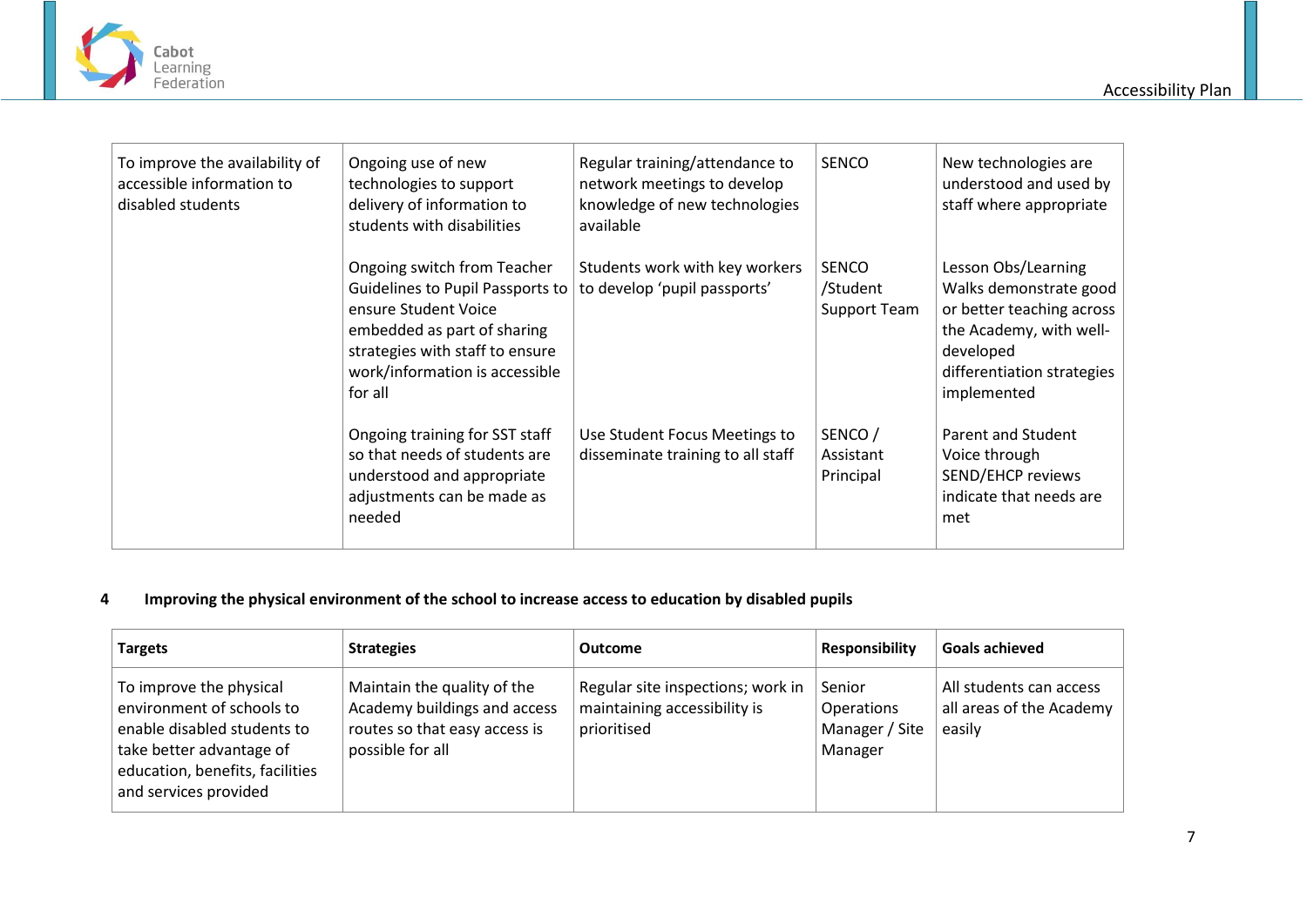| | | | | |
|---|---|---|---|---|
| To improve the availability of accessible information to disabled students | Ongoing use of new technologies to support delivery of information to students with disabilities | Regular training/attendance to network meetings to develop knowledge of new technologies available | SENCO | New technologies are understood and used by staff where appropriate |
| | Ongoing switch from Teacher Guidelines to Pupil Passports to ensure Student Voice embedded as part of sharing strategies with staff to ensure work/information is accessible for all | Students work with key workers to develop 'pupil passports' | SENCO /Student Support Team | Lesson Obs/Learning Walks demonstrate good or better teaching across the Academy, with well-developed differentiation strategies implemented |
| | Ongoing training for SST staff so that needs of students are understood and appropriate adjustments can be made as needed | Use Student Focus Meetings to disseminate training to all staff | SENCO / Assistant Principal | Parent and Student Voice through SEND/EHCP reviews indicate that needs are met |

**4 Improving the physical environment of the school to increase access to education by disabled pupils**

| Targets | Strategies | Outcome | Responsibility | Goals achieved |
|---|---|---|---|---|
| To improve the physical environment of schools to enable disabled students to take better advantage of education, benefits, facilities and services provided | Maintain the quality of the Academy buildings and access routes so that easy access is possible for all | Regular site inspections; work in maintaining accessibility is prioritised | Senior Operations Manager / Site Manager | All students can access all areas of the Academy easily |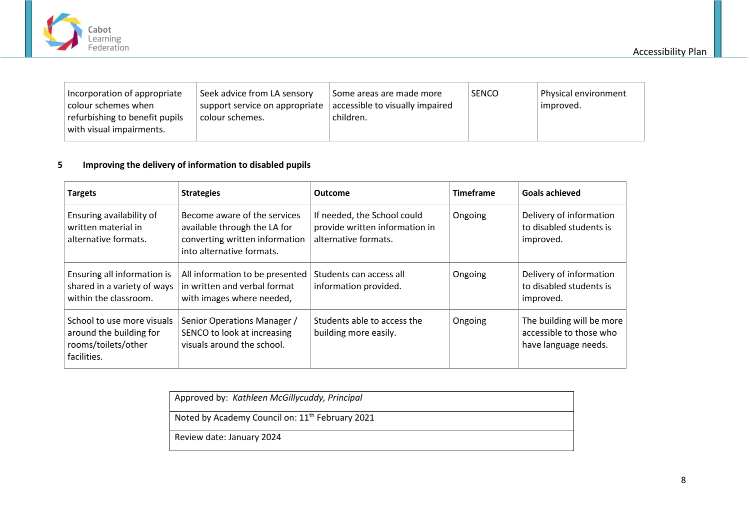| Incorporation of appropriate colour schemes when refurbishing to benefit pupils with visual impairments. | Seek advice from LA sensory support service on appropriate colour schemes. | Some areas are made more accessible to visually impaired children. | SENCO | Physical environment improved. |
|---|---|---|---|---|

## 5 Improving the delivery of information to disabled pupils

| Targets | Strategies | Outcome | Timeframe | Goals achieved |
|---|---|---|---|---|
| Ensuring availability of written material in alternative formats. | Become aware of the services available through the LA for converting written information into alternative formats. | If needed, the School could provide written information in alternative formats. | Ongoing | Delivery of information to disabled students is improved. |
| Ensuring all information is shared in a variety of ways within the classroom. | All information to be presented in written and verbal format with images where needed, | Students can access all information provided. | Ongoing | Delivery of information to disabled students is improved. |
| School to use more visuals around the building for rooms/toilets/other facilities. | Senior Operations Manager / SENCO to look at increasing visuals around the school. | Students able to access the building more easily. | Ongoing | The building will be more accessible to those who have language needs. |

| Approved by: *Kathleen McGillycuddy, Principal* |
|---|
| Noted by Academy Council on: 11th February 2021 |
| Review date: January 2024 |